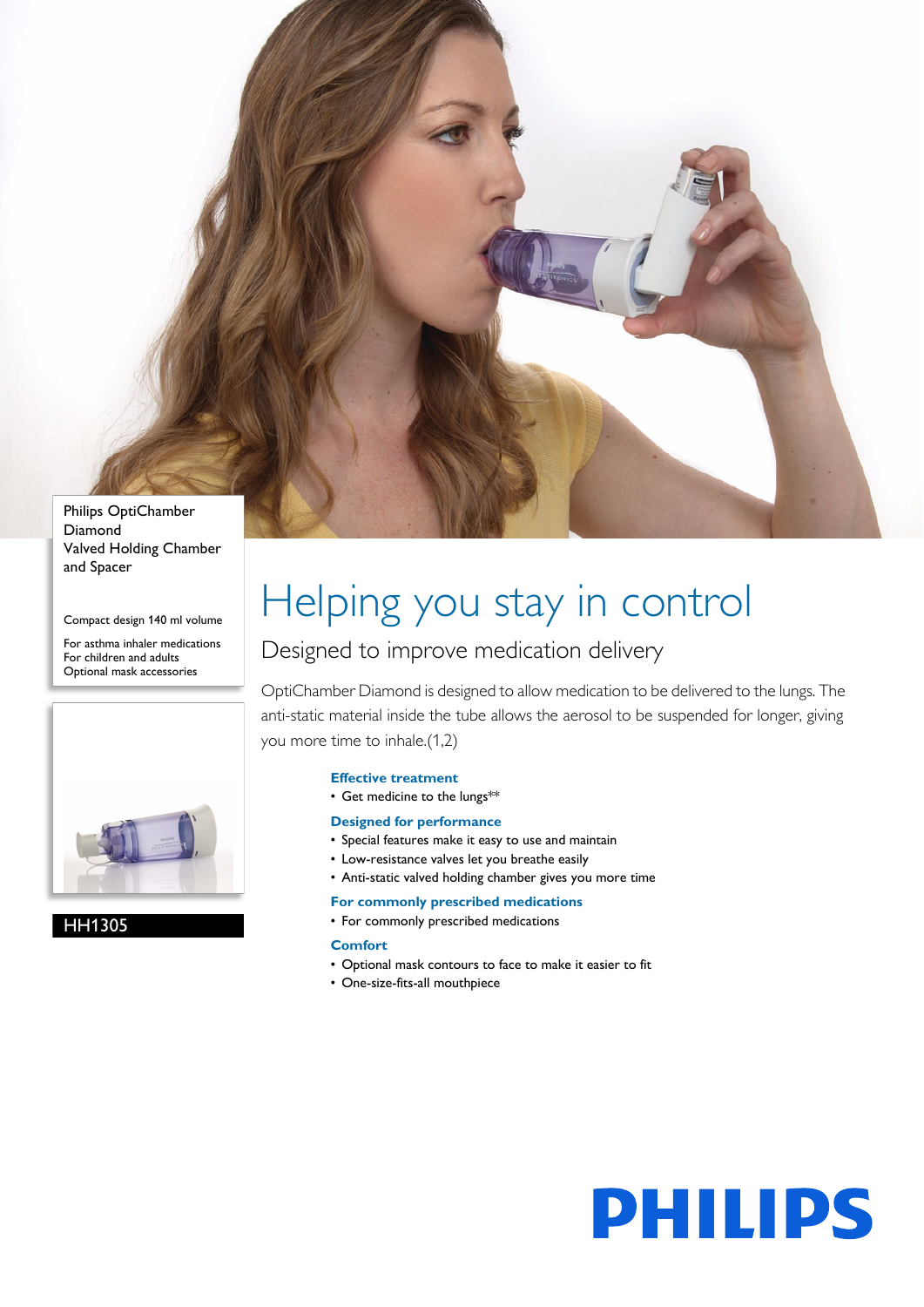Philips OptiChamber Diamond
Valved Holding Chamber and Spacer

Compact design 140 ml volume

For asthma inhaler medications
For children and adults
Optional mask accessories

HH1305

# Helping you stay in control

## Designed to improve medication delivery

OptiChamber Diamond is designed to allow medication to be delivered to the lungs. The anti-static material inside the tube allows the aerosol to be suspended for longer, giving you more time to inhale.(1,2)

### Effective treatment

- Get medicine to the lungs**

### Designed for performance

- Special features make it easy to use and maintain
- Low-resistance valves let you breathe easily
- Anti-static valved holding chamber gives you more time

### For commonly prescribed medications

- For commonly prescribed medications

### Comfort

- Optional mask contours to face to make it easier to fit
- One-size-fits-all mouthpiece

PHILIPS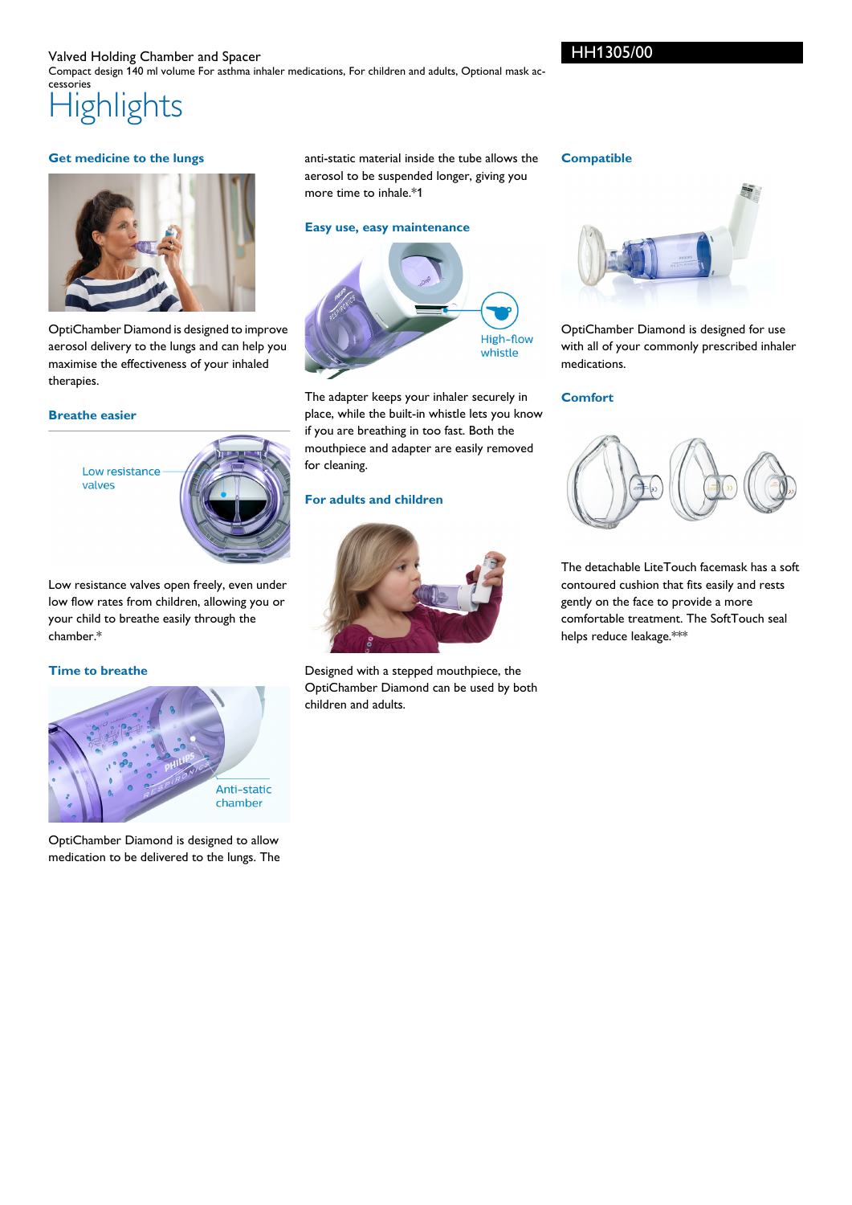Valved Holding Chamber and Spacer

Compact design 140 ml volume For asthma inhaler medications, For children and adults, Optional mask accessories

HH1305/00

# Highlights

### Get medicine to the lungs

OptiChamber Diamond is designed to improve aerosol delivery to the lungs and can help you maximise the effectiveness of your inhaled therapies.

### Breathe easier

Low resistance valves

Low resistance valves open freely, even under low flow rates from children, allowing you or your child to breathe easily through the chamber.*

### Time to breathe

Anti-static chamber

OptiChamber Diamond is designed to allow medication to be delivered to the lungs. The anti-static material inside the tube allows the aerosol to be suspended longer, giving you more time to inhale.*1

### Easy use, easy maintenance

High-flow whistle

The adapter keeps your inhaler securely in place, while the built-in whistle lets you know if you are breathing in too fast. Both the mouthpiece and adapter are easily removed for cleaning.

### For adults and children

Designed with a stepped mouthpiece, the OptiChamber Diamond can be used by both children and adults.

### Compatible

OptiChamber Diamond is designed for use with all of your commonly prescribed inhaler medications.

### Comfort

The detachable LiteTouch facemask has a soft contoured cushion that fits easily and rests gently on the face to provide a more comfortable treatment. The SoftTouch seal helps reduce leakage.***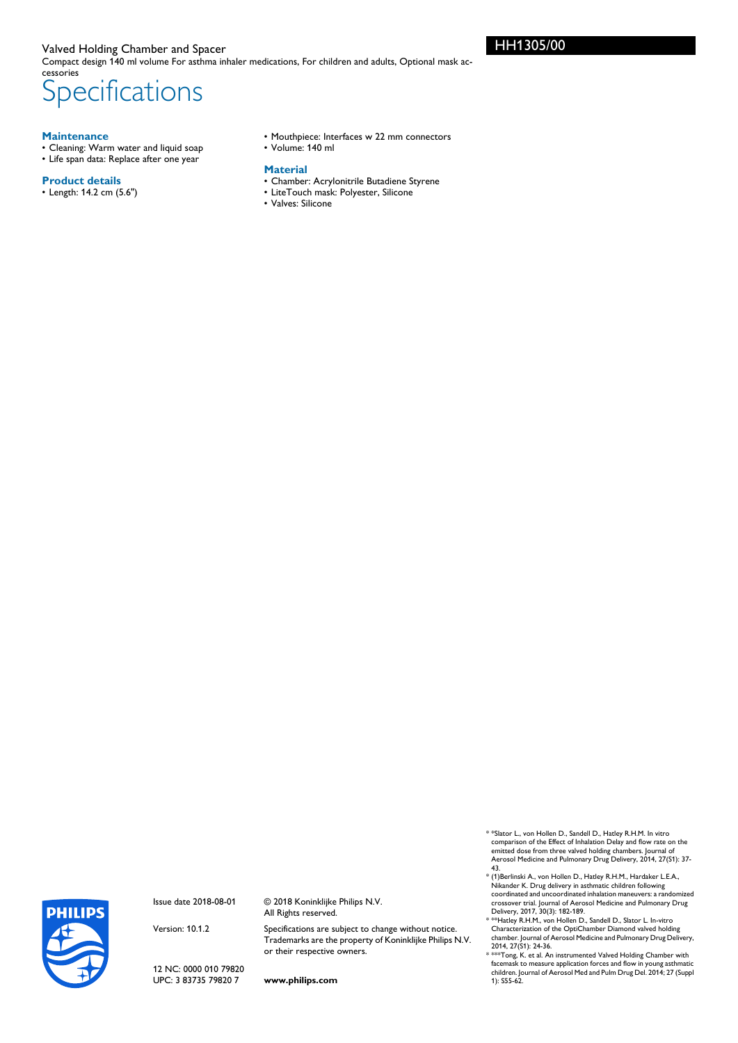Valved Holding Chamber and Spacer

Compact design 140 ml volume For asthma inhaler medications, For children and adults, Optional mask accessories

HH1305/00

# Specifications

### Maintenance

- Cleaning: Warm water and liquid soap
- Life span data: Replace after one year

### Product details

- Length: 14.2 cm (5.6")
- Mouthpiece: Interfaces w 22 mm connectors
- Volume: 140 ml

### Material

- Chamber: Acrylonitrile Butadiene Styrene
- LiteTouch mask: Polyester, Silicone
- Valves: Silicone

Issue date 2018-08-01

Version: 10.1.2

12 NC: 0000 010 79820
UPC: 3 83735 79820 7

© 2018 Koninklijke Philips N.V.
All Rights reserved.

Specifications are subject to change without notice. Trademarks are the property of Koninklijke Philips N.V. or their respective owners.

**www.philips.com**

- *Slator L., von Hollen D., Sandell D., Hatley R.H.M. In vitro comparison of the Effect of Inhalation Delay and flow rate on the emitted dose from three valved holding chambers. Journal of Aerosol Medicine and Pulmonary Drug Delivery, 2014, 27(S1): 37-43.
- (1)Berlinski A., von Hollen D., Hatley R.H.M., Hardaker L.E.A., Nikander K. Drug delivery in asthmatic children following coordinated and uncoordinated inhalation maneuvers: a randomized crossover trial. Journal of Aerosol Medicine and Pulmonary Drug Delivery, 2017, 30(3): 182-189.
- **Hatley R.H.M., von Hollen D., Sandell D., Slator L. In-vitro Characterization of the OptiChamber Diamond valved holding chamber. Journal of Aerosol Medicine and Pulmonary Drug Delivery, 2014, 27(S1): 24-36.
- ***Tong, K. et al. An instrumented Valved Holding Chamber with facemask to measure application forces and flow in young asthmatic children. Journal of Aerosol Med and Pulm Drug Del. 2014; 27 (Suppl 1): S55-62.